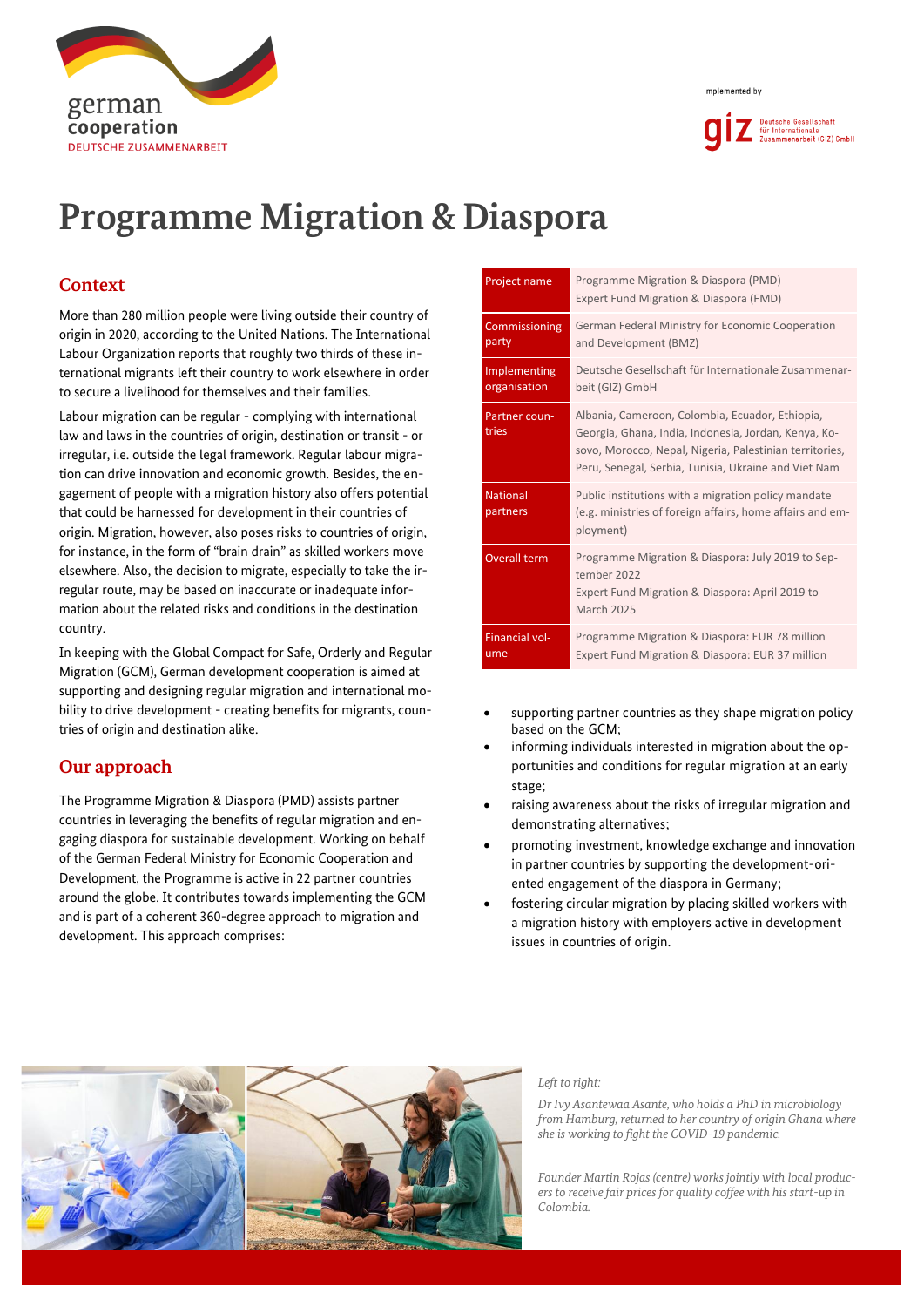# Programme Migration & Diaspora

| Project name | Programme Migration & Diaspora (PMD)<br>Expert Fund Migration & Diaspora (FMD) |
|---|---|
| Commissioning party | German Federal Ministry for Economic Cooperation and Development (BMZ) |
| Implementing organisation | Deutsche Gesellschaft für Internationale Zusammenarbeit (GIZ) GmbH |
| Partner countries | Albania, Cameroon, Colombia, Ecuador, Ethiopia, Georgia, Ghana, India, Indonesia, Jordan, Kenya, Kosovo, Morocco, Nepal, Nigeria, Palestinian territories, Peru, Senegal, Serbia, Tunisia, Ukraine and Viet Nam |
| National partners | Public institutions with a migration policy mandate (e.g. ministries of foreign affairs, home affairs and employment) |
| Overall term | Programme Migration & Diaspora: July 2019 to September 2022<br>Expert Fund Migration & Diaspora: April 2019 to March 2025 |
| Financial volume | Programme Migration & Diaspora: EUR 78 million<br>Expert Fund Migration & Diaspora: EUR 37 million |

## Context

More than 280 million people were living outside their country of origin in 2020, according to the United Nations. The International Labour Organization reports that roughly two thirds of these international migrants left their country to work elsewhere in order to secure a livelihood for themselves and their families.

Labour migration can be regular - complying with international law and laws in the countries of origin, destination or transit - or irregular, i.e. outside the legal framework. Regular labour migration can drive innovation and economic growth. Besides, the engagement of people with a migration history also offers potential that could be harnessed for development in their countries of origin. Migration, however, also poses risks to countries of origin, for instance, in the form of "brain drain" as skilled workers move elsewhere. Also, the decision to migrate, especially to take the irregular route, may be based on inaccurate or inadequate information about the related risks and conditions in the destination country.

In keeping with the Global Compact for Safe, Orderly and Regular Migration (GCM), German development cooperation is aimed at supporting and designing regular migration and international mobility to drive development - creating benefits for migrants, countries of origin and destination alike.

## Our approach

The Programme Migration & Diaspora (PMD) assists partner countries in leveraging the benefits of regular migration and engaging diaspora for sustainable development. Working on behalf of the German Federal Ministry for Economic Cooperation and Development, the Programme is active in 22 partner countries around the globe. It contributes towards implementing the GCM and is part of a coherent 360-degree approach to migration and development. This approach comprises:

- supporting partner countries as they shape migration policy based on the GCM;
- informing individuals interested in migration about the opportunities and conditions for regular migration at an early stage;
- raising awareness about the risks of irregular migration and demonstrating alternatives;
- promoting investment, knowledge exchange and innovation in partner countries by supporting the development-oriented engagement of the diaspora in Germany;
- fostering circular migration by placing skilled workers with a migration history with employers active in development issues in countries of origin.

*Left to right:*

*Dr Ivy Asantewaa Asante, who holds a PhD in microbiology from Hamburg, returned to her country of origin Ghana where she is working to fight the COVID-19 pandemic.*

*Founder Martin Rojas (centre) works jointly with local producers to receive fair prices for quality coffee with his start-up in Colombia.*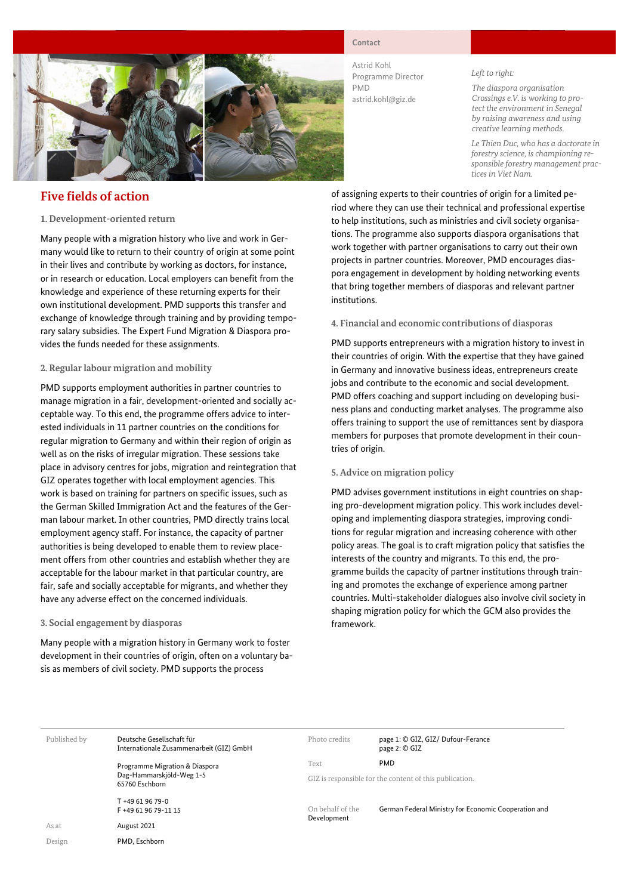Contact

Astrid Kohl
Programme Director
PMD
astrid.kohl@giz.de

*Left to right:*

*The diaspora organisation Crossings e.V. is working to protect the environment in Senegal by raising awareness and using creative learning methods.*

*Le Thien Duc, who has a doctorate in forestry science, is championing responsible forestry management practices in Viet Nam.*

## Five fields of action

### 1. Development-oriented return

Many people with a migration history who live and work in Germany would like to return to their country of origin at some point in their lives and contribute by working as doctors, for instance, or in research or education. Local employers can benefit from the knowledge and experience of these returning experts for their own institutional development. PMD supports this transfer and exchange of knowledge through training and by providing temporary salary subsidies. The Expert Fund Migration & Diaspora provides the funds needed for these assignments.

### 2. Regular labour migration and mobility

PMD supports employment authorities in partner countries to manage migration in a fair, development-oriented and socially acceptable way. To this end, the programme offers advice to interested individuals in 11 partner countries on the conditions for regular migration to Germany and within their region of origin as well as on the risks of irregular migration. These sessions take place in advisory centres for jobs, migration and reintegration that GIZ operates together with local employment agencies. This work is based on training for partners on specific issues, such as the German Skilled Immigration Act and the features of the German labour market. In other countries, PMD directly trains local employment agency staff. For instance, the capacity of partner authorities is being developed to enable them to review placement offers from other countries and establish whether they are acceptable for the labour market in that particular country, are fair, safe and socially acceptable for migrants, and whether they have any adverse effect on the concerned individuals.

### 3. Social engagement by diasporas

Many people with a migration history in Germany work to foster development in their countries of origin, often on a voluntary basis as members of civil society. PMD supports the process of assigning experts to their countries of origin for a limited period where they can use their technical and professional expertise to help institutions, such as ministries and civil society organisations. The programme also supports diaspora organisations that work together with partner organisations to carry out their own projects in partner countries. Moreover, PMD encourages diaspora engagement in development by holding networking events that bring together members of diasporas and relevant partner institutions.

### 4. Financial and economic contributions of diasporas

PMD supports entrepreneurs with a migration history to invest in their countries of origin. With the expertise that they have gained in Germany and innovative business ideas, entrepreneurs create jobs and contribute to the economic and social development. PMD offers coaching and support including on developing business plans and conducting market analyses. The programme also offers training to support the use of remittances sent by diaspora members for purposes that promote development in their countries of origin.

### 5. Advice on migration policy

PMD advises government institutions in eight countries on shaping pro-development migration policy. This work includes developing and implementing diaspora strategies, improving conditions for regular migration and increasing coherence with other policy areas. The goal is to craft migration policy that satisfies the interests of the country and migrants. To this end, the programme builds the capacity of partner institutions through training and promotes the exchange of experience among partner countries. Multi-stakeholder dialogues also involve civil society in shaping migration policy for which the GCM also provides the framework.

---

| | |
|---|---|
| Published by | Deutsche Gesellschaft für Internationale Zusammenarbeit (GIZ) GmbH<br><br>Programme Migration & Diaspora<br>Dag-Hammarskjöld-Weg 1-5<br>65760 Eschborn<br><br>T +49 61 96 79-0<br>F +49 61 96 79-11 15 |
| As at | August 2021 |
| Design | PMD, Eschborn |
| Photo credits | page 1: © GIZ, GIZ/ Dufour-Ferance<br>page 2: © GIZ |
| Text | PMD |

GIZ is responsible for the content of this publication.

| | |
|---|---|
| On behalf of the | German Federal Ministry for Economic Cooperation and Development |